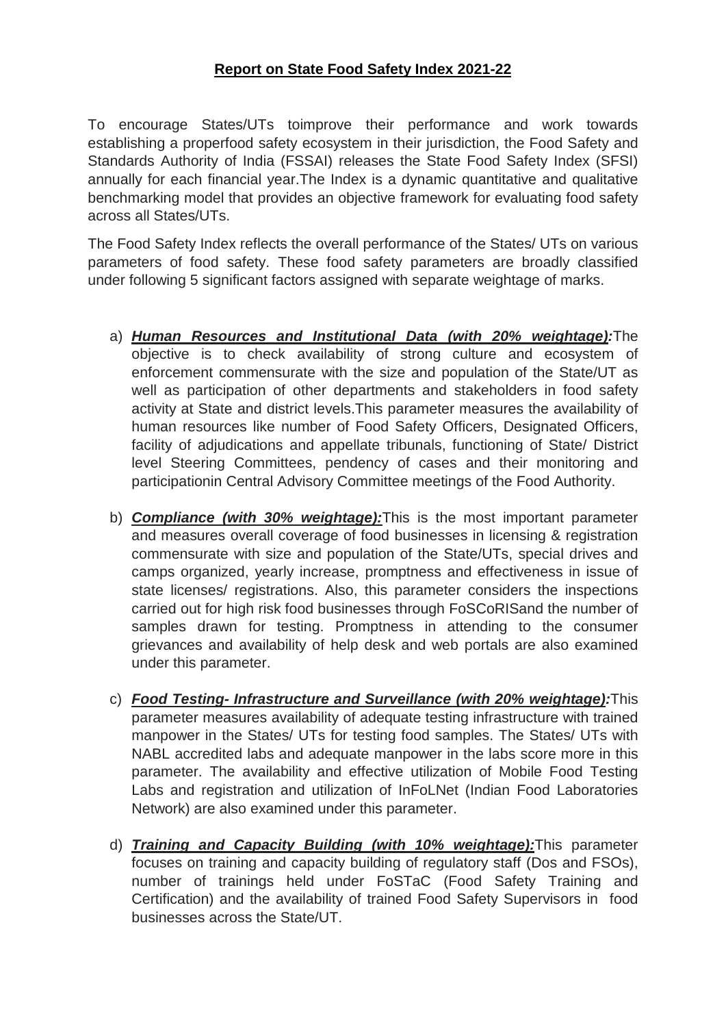**Report on State Food Safety Index 2021-22**

To encourage States/UTs toimprove their performance and work towards establishing a properfood safety ecosystem in their jurisdiction, the Food Safety and Standards Authority of India (FSSAI) releases the State Food Safety Index (SFSI) annually for each financial year.The Index is a dynamic quantitative and qualitative benchmarking model that provides an objective framework for evaluating food safety across all States/UTs.

The Food Safety Index reflects the overall performance of the States/ UTs on various parameters of food safety. These food safety parameters are broadly classified under following 5 significant factors assigned with separate weightage of marks.

a) ***Human Resources and Institutional Data (with 20% weightage):***The objective is to check availability of strong culture and ecosystem of enforcement commensurate with the size and population of the State/UT as well as participation of other departments and stakeholders in food safety activity at State and district levels.This parameter measures the availability of human resources like number of Food Safety Officers, Designated Officers, facility of adjudications and appellate tribunals, functioning of State/ District level Steering Committees, pendency of cases and their monitoring and participationin Central Advisory Committee meetings of the Food Authority.

b) ***Compliance (with 30% weightage):***This is the most important parameter and measures overall coverage of food businesses in licensing & registration commensurate with size and population of the State/UTs, special drives and camps organized, yearly increase, promptness and effectiveness in issue of state licenses/ registrations. Also, this parameter considers the inspections carried out for high risk food businesses through FoSCoRISand the number of samples drawn for testing. Promptness in attending to the consumer grievances and availability of help desk and web portals are also examined under this parameter.

c) ***Food Testing- Infrastructure and Surveillance (with 20% weightage):***This parameter measures availability of adequate testing infrastructure with trained manpower in the States/ UTs for testing food samples. The States/ UTs with NABL accredited labs and adequate manpower in the labs score more in this parameter. The availability and effective utilization of Mobile Food Testing Labs and registration and utilization of InFoLNet (Indian Food Laboratories Network) are also examined under this parameter.

d) ***Training and Capacity Building (with 10% weightage):***This parameter focuses on training and capacity building of regulatory staff (Dos and FSOs), number of trainings held under FoSTaC (Food Safety Training and Certification) and the availability of trained Food Safety Supervisors in food businesses across the State/UT.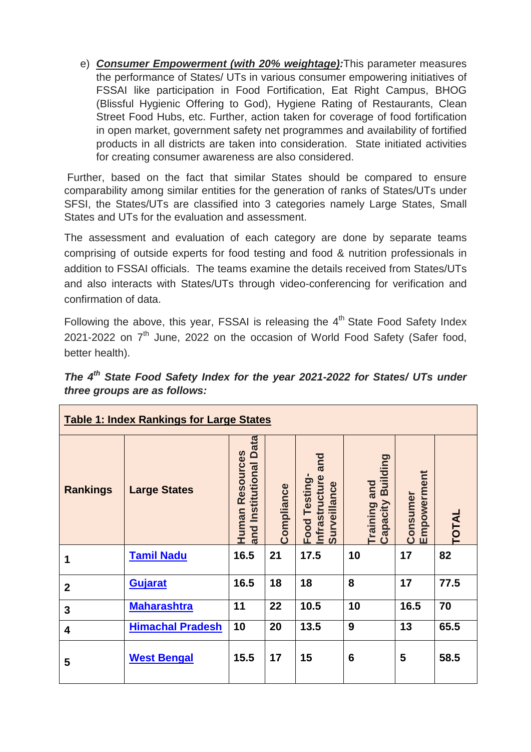e) ***Consumer Empowerment (with 20% weightage):*** This parameter measures the performance of States/ UTs in various consumer empowering initiatives of FSSAI like participation in Food Fortification, Eat Right Campus, BHOG (Blissful Hygienic Offering to God), Hygiene Rating of Restaurants, Clean Street Food Hubs, etc. Further, action taken for coverage of food fortification in open market, government safety net programmes and availability of fortified products in all districts are taken into consideration. State initiated activities for creating consumer awareness are also considered.

Further, based on the fact that similar States should be compared to ensure comparability among similar entities for the generation of ranks of States/UTs under SFSI, the States/UTs are classified into 3 categories namely Large States, Small States and UTs for the evaluation and assessment.

The assessment and evaluation of each category are done by separate teams comprising of outside experts for food testing and food & nutrition professionals in addition to FSSAI officials. The teams examine the details received from States/UTs and also interacts with States/UTs through video-conferencing for verification and confirmation of data.

Following the above, this year, FSSAI is releasing the 4th State Food Safety Index 2021-2022 on 7th June, 2022 on the occasion of World Food Safety (Safer food, better health).

***The 4th State Food Safety Index for the year 2021-2022 for States/ UTs under three groups are as follows:***

**Table 1: Index Rankings for Large States**

| Rankings | Large States | Human Resources and Institutional Data | Compliance | Food Testing-Infrastructure and Surveillance | Training and Capacity Building | Consumer Empowerment | TOTAL |
|---|---|---|---|---|---|---|---|
| 1 | Tamil Nadu | 16.5 | 21 | 17.5 | 10 | 17 | 82 |
| 2 | Gujarat | 16.5 | 18 | 18 | 8 | 17 | 77.5 |
| 3 | Maharashtra | 11 | 22 | 10.5 | 10 | 16.5 | 70 |
| 4 | Himachal Pradesh | 10 | 20 | 13.5 | 9 | 13 | 65.5 |
| 5 | West Bengal | 15.5 | 17 | 15 | 6 | 5 | 58.5 |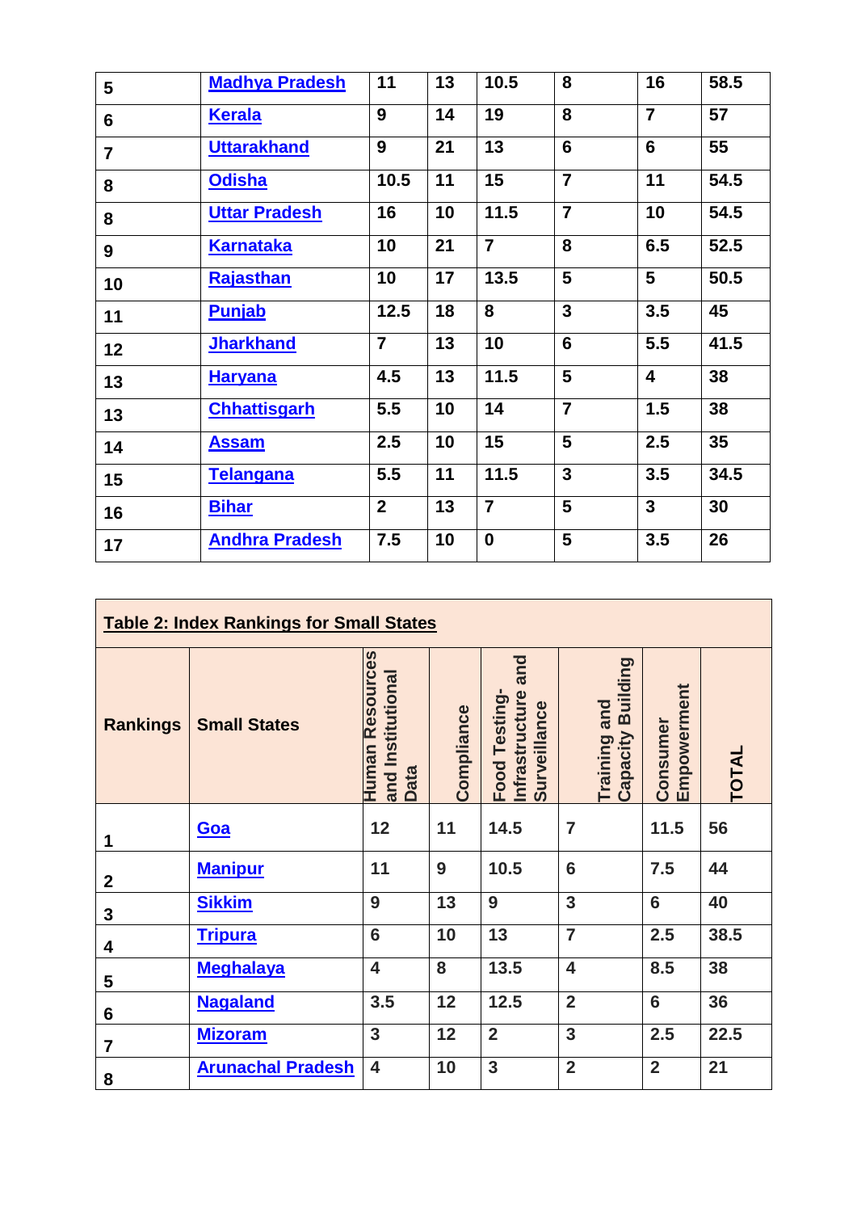| 5 | Madhya Pradesh | 11 | 13 | 10.5 | 8 | 16 | 58.5 |
|---|---|---|---|---|---|---|---|
| 6 | Kerala | 9 | 14 | 19 | 8 | 7 | 57 |
| 7 | Uttarakhand | 9 | 21 | 13 | 6 | 6 | 55 |
| 8 | Odisha | 10.5 | 11 | 15 | 7 | 11 | 54.5 |
| 8 | Uttar Pradesh | 16 | 10 | 11.5 | 7 | 10 | 54.5 |
| 9 | Karnataka | 10 | 21 | 7 | 8 | 6.5 | 52.5 |
| 10 | Rajasthan | 10 | 17 | 13.5 | 5 | 5 | 50.5 |
| 11 | Punjab | 12.5 | 18 | 8 | 3 | 3.5 | 45 |
| 12 | Jharkhand | 7 | 13 | 10 | 6 | 5.5 | 41.5 |
| 13 | Haryana | 4.5 | 13 | 11.5 | 5 | 4 | 38 |
| 13 | Chhattisgarh | 5.5 | 10 | 14 | 7 | 1.5 | 38 |
| 14 | Assam | 2.5 | 10 | 15 | 5 | 2.5 | 35 |
| 15 | Telangana | 5.5 | 11 | 11.5 | 3 | 3.5 | 34.5 |
| 16 | Bihar | 2 | 13 | 7 | 5 | 3 | 30 |
| 17 | Andhra Pradesh | 7.5 | 10 | 0 | 5 | 3.5 | 26 |

**Table 2: Index Rankings for Small States**

| Rankings | Small States | Human Resources and Institutional Data | Compliance | Food Testing-Infrastructure and Surveillance | Training and Capacity Building | Consumer Empowerment | TOTAL |
|---|---|---|---|---|---|---|---|
| 1 | Goa | 12 | 11 | 14.5 | 7 | 11.5 | 56 |
| 2 | Manipur | 11 | 9 | 10.5 | 6 | 7.5 | 44 |
| 3 | Sikkim | 9 | 13 | 9 | 3 | 6 | 40 |
| 4 | Tripura | 6 | 10 | 13 | 7 | 2.5 | 38.5 |
| 5 | Meghalaya | 4 | 8 | 13.5 | 4 | 8.5 | 38 |
| 6 | Nagaland | 3.5 | 12 | 12.5 | 2 | 6 | 36 |
| 7 | Mizoram | 3 | 12 | 2 | 3 | 2.5 | 22.5 |
| 8 | Arunachal Pradesh | 4 | 10 | 3 | 2 | 2 | 21 |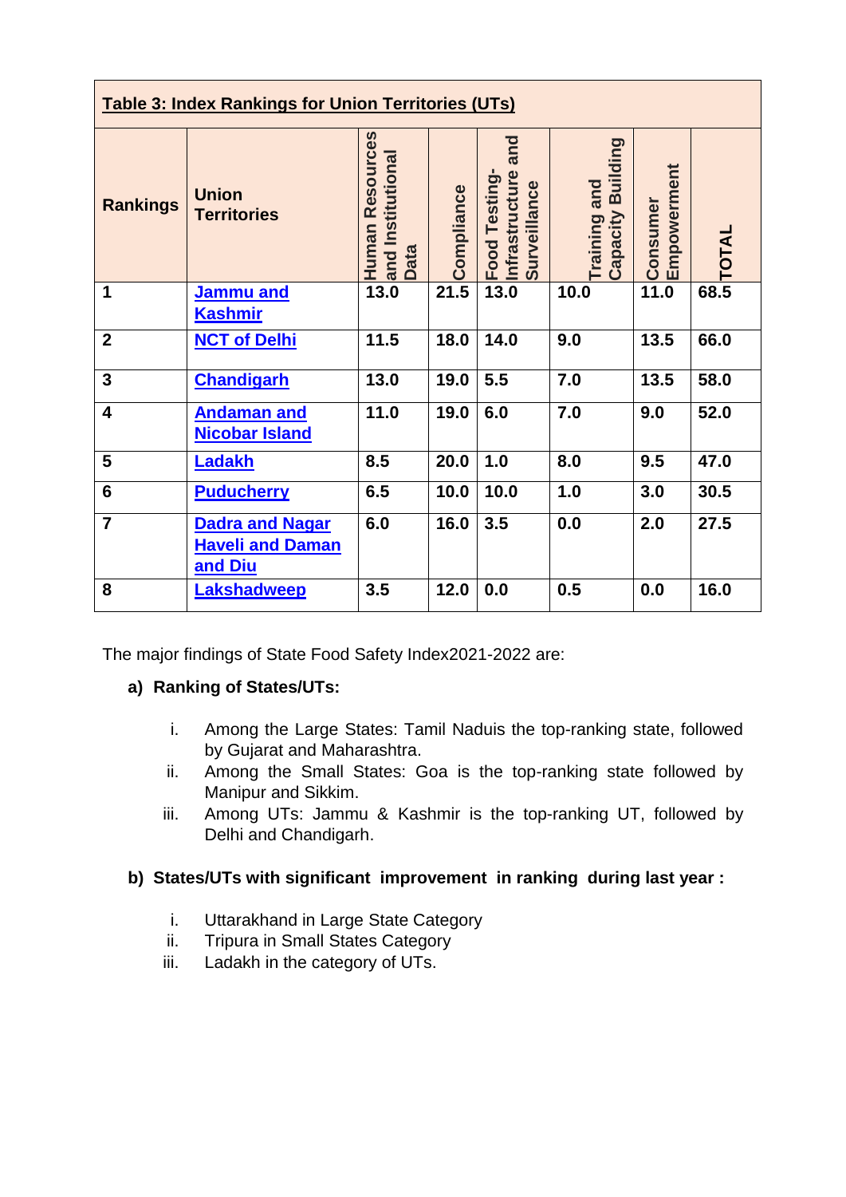**Table 3: Index Rankings for Union Territories (UTs)**

| Rankings | Union Territories | Human Resources and Institutional Data | Compliance | Food Testing-Infrastructure and Surveillance | Training and Capacity Building | Consumer Empowerment | TOTAL |
|---|---|---|---|---|---|---|---|
| 1 | Jammu and Kashmir | 13.0 | 21.5 | 13.0 | 10.0 | 11.0 | 68.5 |
| 2 | NCT of Delhi | 11.5 | 18.0 | 14.0 | 9.0 | 13.5 | 66.0 |
| 3 | Chandigarh | 13.0 | 19.0 | 5.5 | 7.0 | 13.5 | 58.0 |
| 4 | Andaman and Nicobar Island | 11.0 | 19.0 | 6.0 | 7.0 | 9.0 | 52.0 |
| 5 | Ladakh | 8.5 | 20.0 | 1.0 | 8.0 | 9.5 | 47.0 |
| 6 | Puducherry | 6.5 | 10.0 | 10.0 | 1.0 | 3.0 | 30.5 |
| 7 | Dadra and Nagar Haveli and Daman and Diu | 6.0 | 16.0 | 3.5 | 0.0 | 2.0 | 27.5 |
| 8 | Lakshadweep | 3.5 | 12.0 | 0.0 | 0.5 | 0.0 | 16.0 |

The major findings of State Food Safety Index2021-2022 are:

**a) Ranking of States/UTs:**

i. Among the Large States: Tamil Naduis the top-ranking state, followed by Gujarat and Maharashtra.

ii. Among the Small States: Goa is the top-ranking state followed by Manipur and Sikkim.

iii. Among UTs: Jammu & Kashmir is the top-ranking UT, followed by Delhi and Chandigarh.

**b) States/UTs with significant improvement in ranking during last year :**

i. Uttarakhand in Large State Category

ii. Tripura in Small States Category

iii. Ladakh in the category of UTs.